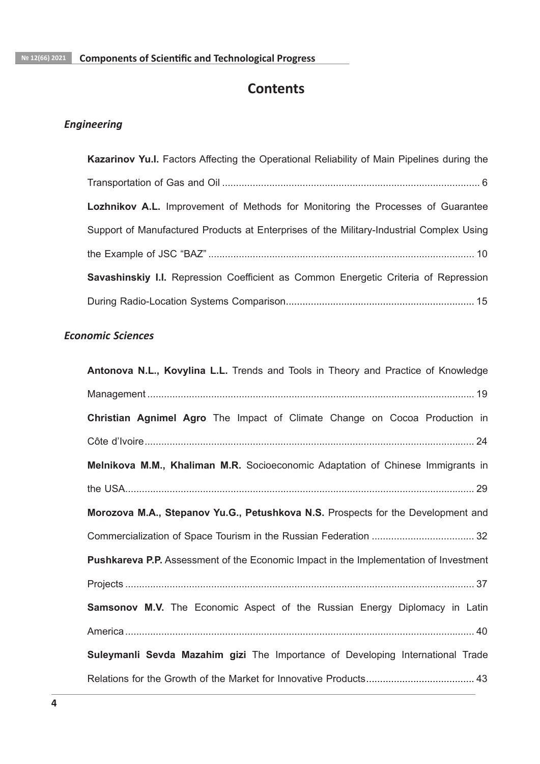# Contents

### *Engineering*

**Kazarinov Yu.I.** Factors Affecting the Operational Reliability of Main Pipelines during the Transportation of Gas and Oil ............................................................................................. 6

**Lozhnikov A.L.** Improvement of Methods for Monitoring the Processes of Guarantee Support of Manufactured Products at Enterprises of the Military-Industrial Complex Using the Example of JSC "BAZ" ................................................................................................ 10

**Savashinskiy I.I.** Repression Coefficient as Common Energetic Criteria of Repression During Radio-Location Systems Comparison.................................................................... 15

### *Economic Sciences*

**Antonova N.L., Kovylina L.L.** Trends and Tools in Theory and Practice of Knowledge Management ..................................................................................................................... 19

**Christian Agnimel Agro** The Impact of Climate Change on Cocoa Production in Côte d'Ivoire........................................................................................................................ 24

**Melnikova M.M., Khaliman M.R.** Socioeconomic Adaptation of Chinese Immigrants in the USA............................................................................................................................. 29

**Morozova M.A., Stepanov Yu.G., Petushkova N.S.** Prospects for the Development and Commercialization of Space Tourism in the Russian Federation ..................................... 32

**Pushkareva P.P.** Assessment of the Economic Impact in the Implementation of Investment Projects ............................................................................................................................. 37

**Samsonov M.V.** The Economic Aspect of the Russian Energy Diplomacy in Latin America ............................................................................................................................. 40

**Suleymanli Sevda Mazahim gizi** The Importance of Developing International Trade Relations for the Growth of the Market for Innovative Products....................................... 43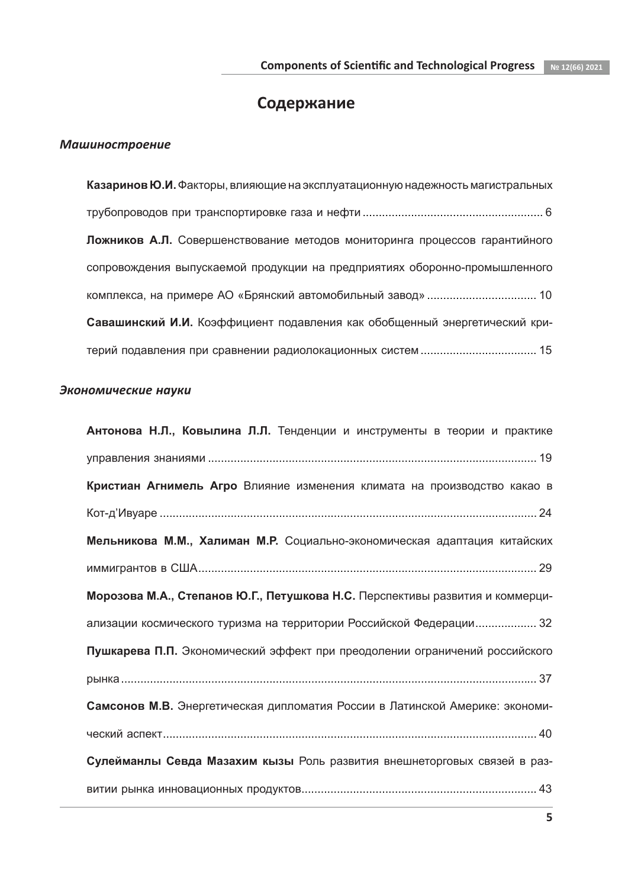# Содержание

### *Машиностроение*

**Казаринов Ю.И.** Факторы, влияющие на эксплуатационную надежность магистральных трубопроводов при транспортировке газа и нефти ........................................................ 6

**Ложников А.Л.** Совершенствование методов мониторинга процессов гарантийного сопровождения выпускаемой продукции на предприятиях оборонно-промышленного комплекса, на примере АО «Брянский автомобильный завод» .................................. 10

**Савашинский И.И.** Коэффициент подавления как обобщенный энергетический критерий подавления при сравнении радиолокационных систем .................................... 15

### *Экономические науки*

**Антонова Н.Л., Ковылина Л.Л.** Тенденции и инструменты в теории и практике управления знаниями ...................................................................................................... 19

**Кристиан Агнимель Агро** Влияние изменения климата на производство какао в Кот-д'Ивуаре ..................................................................................................................... 24

**Мельникова М.М., Халиман М.Р.** Социально-экономическая адаптация китайских иммигрантов в США......................................................................................................... 29

**Морозова М.А., Степанов Ю.Г., Петушкова Н.С.** Перспективы развития и коммерциализации космического туризма на территории Российской Федерации................... 32

**Пушкарева П.П.** Экономический эффект при преодолении ограничений российского рынка ................................................................................................................................. 37

**Самсонов М.В.** Энергетическая дипломатия России в Латинской Америке: экономический аспект.................................................................................................................... 40

**Сулейманлы Севда Мазахим кызы** Роль развития внешнеторговых связей в развитии рынка инновационных продуктов......................................................................... 43